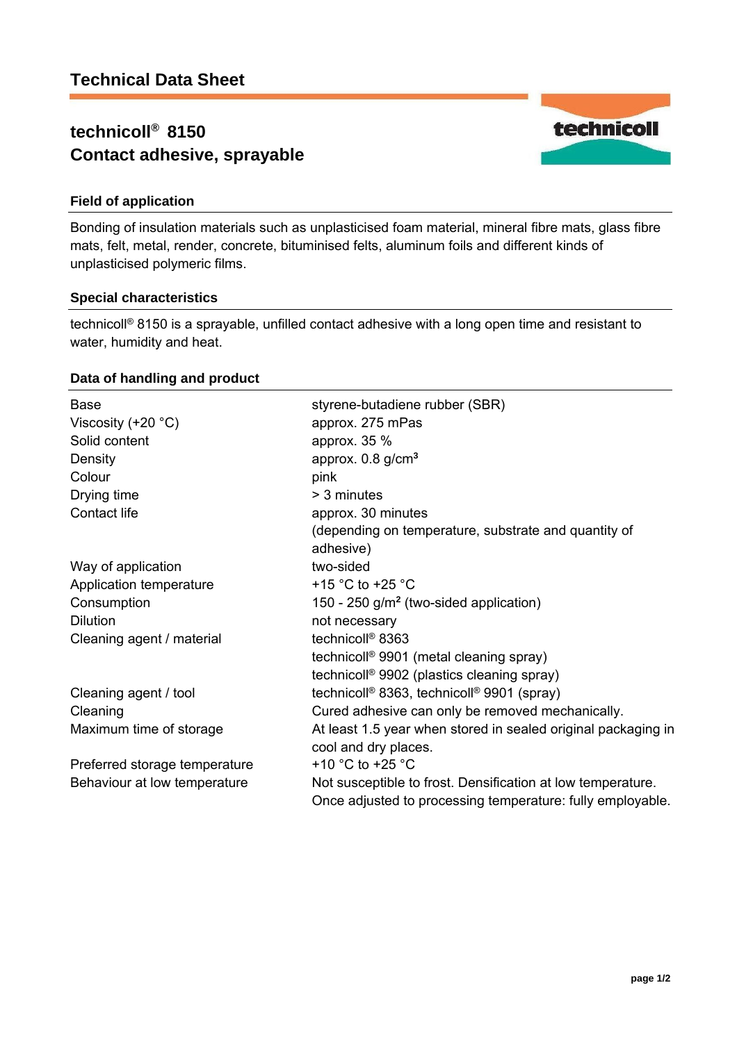# Technical Data Sheet

## technicoll® 8150
## Contact adhesive, sprayable

### Field of application

Bonding of insulation materials such as unplasticised foam material, mineral fibre mats, glass fibre mats, felt, metal, render, concrete, bituminised felts, aluminum foils and different kinds of unplasticised polymeric films.

### Special characteristics

technicoll® 8150 is a sprayable, unfilled contact adhesive with a long open time and resistant to water, humidity and heat.

### Data of handling and product

| | |
|---|---|
| Base | styrene-butadiene rubber (SBR) |
| Viscosity (+20 °C) | approx. 275 mPas |
| Solid content | approx. 35 % |
| Density | approx. 0.8 g/cm³ |
| Colour | pink |
| Drying time | > 3 minutes |
| Contact life | approx. 30 minutes (depending on temperature, substrate and quantity of adhesive) |
| Way of application | two-sided |
| Application temperature | +15 °C to +25 °C |
| Consumption | 150 - 250 g/m² (two-sided application) |
| Dilution | not necessary |
| Cleaning agent / material | technicoll® 8363<br>technicoll® 9901 (metal cleaning spray)<br>technicoll® 9902 (plastics cleaning spray) |
| Cleaning agent / tool | technicoll® 8363, technicoll® 9901 (spray) |
| Cleaning | Cured adhesive can only be removed mechanically. |
| Maximum time of storage | At least 1.5 year when stored in sealed original packaging in cool and dry places. |
| Preferred storage temperature | +10 °C to +25 °C |
| Behaviour at low temperature | Not susceptible to frost. Densification at low temperature. Once adjusted to processing temperature: fully employable. |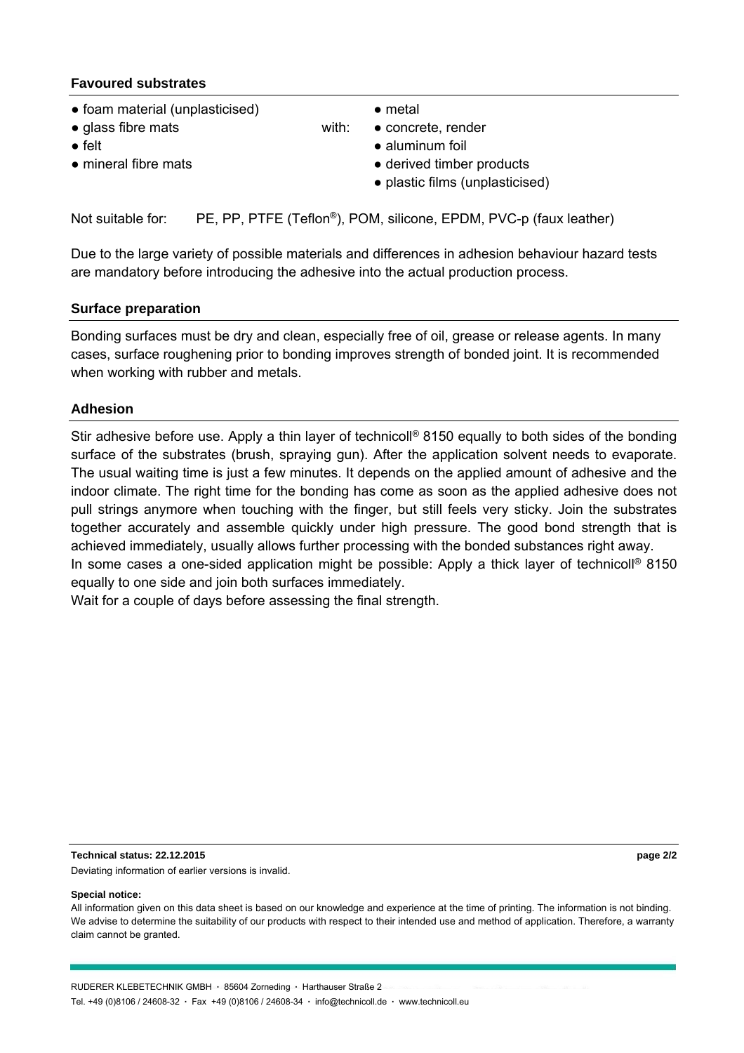## Favoured substrates

- foam material (unplasticised)
- glass fibre mats
- felt
- mineral fibre mats

with:

- metal
- concrete, render
- aluminum foil
- derived timber products
- plastic films (unplasticised)

Not suitable for: PE, PP, PTFE (Teflon®), POM, silicone, EPDM, PVC-p (faux leather)

Due to the large variety of possible materials and differences in adhesion behaviour hazard tests are mandatory before introducing the adhesive into the actual production process.

## Surface preparation

Bonding surfaces must be dry and clean, especially free of oil, grease or release agents. In many cases, surface roughening prior to bonding improves strength of bonded joint. It is recommended when working with rubber and metals.

## Adhesion

Stir adhesive before use. Apply a thin layer of technicoll® 8150 equally to both sides of the bonding surface of the substrates (brush, spraying gun). After the application solvent needs to evaporate. The usual waiting time is just a few minutes. It depends on the applied amount of adhesive and the indoor climate. The right time for the bonding has come as soon as the applied adhesive does not pull strings anymore when touching with the finger, but still feels very sticky. Join the substrates together accurately and assemble quickly under high pressure. The good bond strength that is achieved immediately, usually allows further processing with the bonded substances right away.
In some cases a one-sided application might be possible: Apply a thick layer of technicoll® 8150 equally to one side and join both surfaces immediately.
Wait for a couple of days before assessing the final strength.

**Technical status: 22.12.2015**

Deviating information of earlier versions is invalid.

**Special notice:**

All information given on this data sheet is based on our knowledge and experience at the time of printing. The information is not binding. We advise to determine the suitability of our products with respect to their intended use and method of application. Therefore, a warranty claim cannot be granted.

RUDERER KLEBETECHNIK GMBH · 85604 Zorneding · Harthauser Straße 2
Tel. +49 (0)8106 / 24608-32 · Fax +49 (0)8106 / 24608-34 · info@technicoll.de · www.technicoll.eu